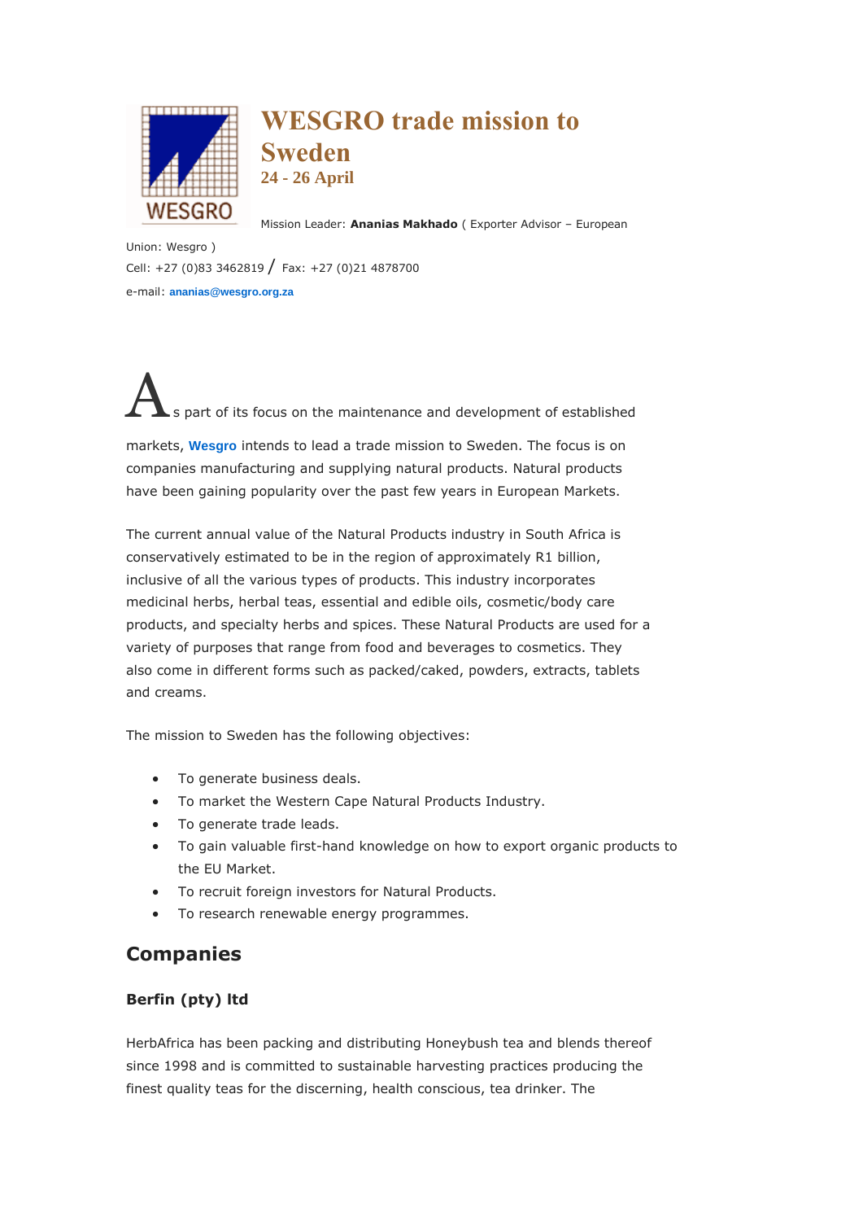# WESGRO trade mission to Sweden

### 24 - 26 April

Mission Leader: **Ananias Makhado** ( Exporter Advisor – European Union: Wesgro )
Cell: +27 (0)83 3462819 / Fax: +27 (0)21 4878700
e-mail: **ananias@wesgro.org.za**

As part of its focus on the maintenance and development of established markets, **Wesgro** intends to lead a trade mission to Sweden. The focus is on companies manufacturing and supplying natural products. Natural products have been gaining popularity over the past few years in European Markets.

The current annual value of the Natural Products industry in South Africa is conservatively estimated to be in the region of approximately R1 billion, inclusive of all the various types of products. This industry incorporates medicinal herbs, herbal teas, essential and edible oils, cosmetic/body care products, and specialty herbs and spices. These Natural Products are used for a variety of purposes that range from food and beverages to cosmetics. They also come in different forms such as packed/caked, powders, extracts, tablets and creams.

The mission to Sweden has the following objectives:

- To generate business deals.
- To market the Western Cape Natural Products Industry.
- To generate trade leads.
- To gain valuable first-hand knowledge on how to export organic products to the EU Market.
- To recruit foreign investors for Natural Products.
- To research renewable energy programmes.

## Companies

### Berfin (pty) ltd

HerbAfrica has been packing and distributing Honeybush tea and blends thereof since 1998 and is committed to sustainable harvesting practices producing the finest quality teas for the discerning, health conscious, tea drinker. The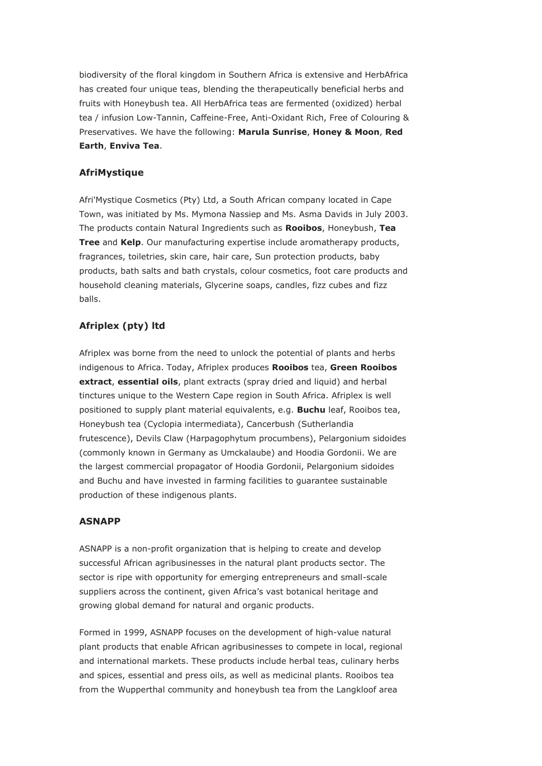biodiversity of the floral kingdom in Southern Africa is extensive and HerbAfrica has created four unique teas, blending the therapeutically beneficial herbs and fruits with Honeybush tea. All HerbAfrica teas are fermented (oxidized) herbal tea / infusion Low-Tannin, Caffeine-Free, Anti-Oxidant Rich, Free of Colouring & Preservatives. We have the following: **Marula Sunrise**, **Honey & Moon**, **Red Earth**, **Enviva Tea**.

### AfriMystique

Afri'Mystique Cosmetics (Pty) Ltd, a South African company located in Cape Town, was initiated by Ms. Mymona Nassiep and Ms. Asma Davids in July 2003. The products contain Natural Ingredients such as **Rooibos**, Honeybush, **Tea Tree** and **Kelp**. Our manufacturing expertise include aromatherapy products, fragrances, toiletries, skin care, hair care, Sun protection products, baby products, bath salts and bath crystals, colour cosmetics, foot care products and household cleaning materials, Glycerine soaps, candles, fizz cubes and fizz balls.

### Afriplex (pty) ltd

Afriplex was borne from the need to unlock the potential of plants and herbs indigenous to Africa. Today, Afriplex produces **Rooibos** tea, **Green Rooibos extract**, **essential oils**, plant extracts (spray dried and liquid) and herbal tinctures unique to the Western Cape region in South Africa. Afriplex is well positioned to supply plant material equivalents, e.g. **Buchu** leaf, Rooibos tea, Honeybush tea (Cyclopia intermediata), Cancerbush (Sutherlandia frutescence), Devils Claw (Harpagophytum procumbens), Pelargonium sidoides (commonly known in Germany as Umckalaube) and Hoodia Gordonii. We are the largest commercial propagator of Hoodia Gordonii, Pelargonium sidoides and Buchu and have invested in farming facilities to guarantee sustainable production of these indigenous plants.

### ASNAPP

ASNAPP is a non-profit organization that is helping to create and develop successful African agribusinesses in the natural plant products sector. The sector is ripe with opportunity for emerging entrepreneurs and small-scale suppliers across the continent, given Africa's vast botanical heritage and growing global demand for natural and organic products.

Formed in 1999, ASNAPP focuses on the development of high-value natural plant products that enable African agribusinesses to compete in local, regional and international markets. These products include herbal teas, culinary herbs and spices, essential and press oils, as well as medicinal plants. Rooibos tea from the Wupperthal community and honeybush tea from the Langkloof area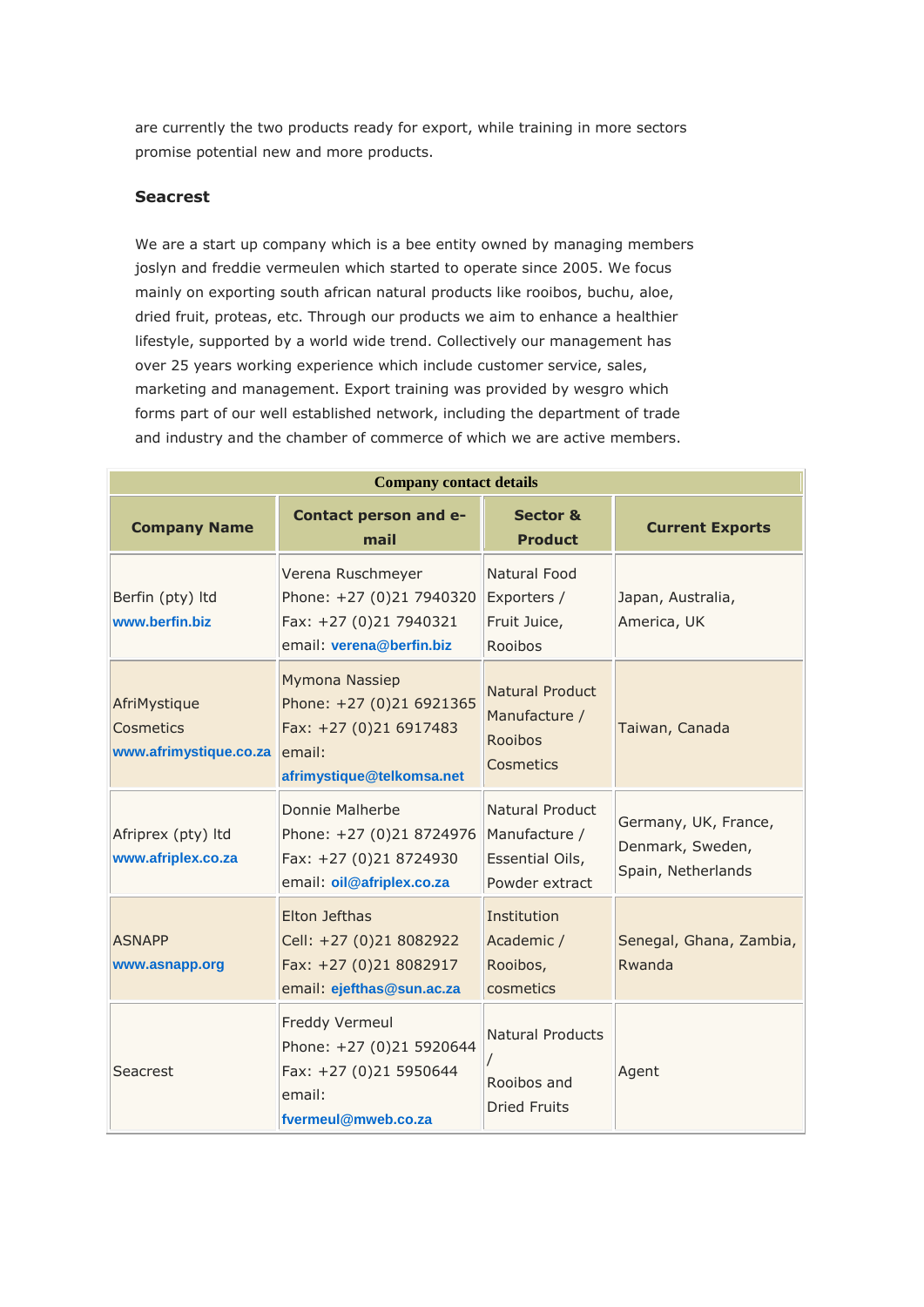are currently the two products ready for export, while training in more sectors promise potential new and more products.

### Seacrest

We are a start up company which is a bee entity owned by managing members joslyn and freddie vermeulen which started to operate since 2005. We focus mainly on exporting south african natural products like rooibos, buchu, aloe, dried fruit, proteas, etc. Through our products we aim to enhance a healthier lifestyle, supported by a world wide trend. Collectively our management has over 25 years working experience which include customer service, sales, marketing and management. Export training was provided by wesgro which forms part of our well established network, including the department of trade and industry and the chamber of commerce of which we are active members.

| Company contact details | | | |
|---|---|---|---|
| **Company Name** | **Contact person and e-mail** | **Sector & Product** | **Current Exports** |
| Berfin (pty) ltd www.berfin.biz | Verena Ruschmeyer Phone: +27 (0)21 7940320 Fax: +27 (0)21 7940321 email: verena@berfin.biz | Natural Food Exporters / Fruit Juice, Rooibos | Japan, Australia, America, UK |
| AfriMystique Cosmetics www.afrimystique.co.za | Mymona Nassiep Phone: +27 (0)21 6921365 Fax: +27 (0)21 6917483 email: afrimystique@telkomsa.net | Natural Product Manufacture / Rooibos Cosmetics | Taiwan, Canada |
| Afriprex (pty) ltd www.afriplex.co.za | Donnie Malherbe Phone: +27 (0)21 8724976 Fax: +27 (0)21 8724930 email: oil@afriplex.co.za | Natural Product Manufacture / Essential Oils, Powder extract | Germany, UK, France, Denmark, Sweden, Spain, Netherlands |
| ASNAPP www.asnapp.org | Elton Jefthas Cell: +27 (0)21 8082922 Fax: +27 (0)21 8082917 email: ejefthas@sun.ac.za | Institution Academic / Rooibos, cosmetics | Senegal, Ghana, Zambia, Rwanda |
| Seacrest | Freddy Vermeul Phone: +27 (0)21 5920644 Fax: +27 (0)21 5950644 email: fvermeul@mweb.co.za | Natural Products / Rooibos and Dried Fruits | Agent |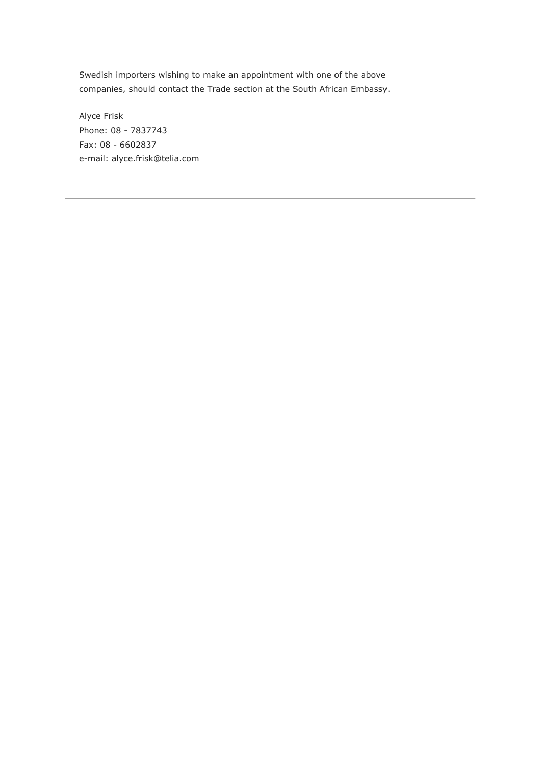Swedish importers wishing to make an appointment with one of the above companies, should contact the Trade section at the South African Embassy.

Alyce Frisk
Phone: 08 - 7837743
Fax: 08 - 6602837
e-mail: alyce.frisk@telia.com

---